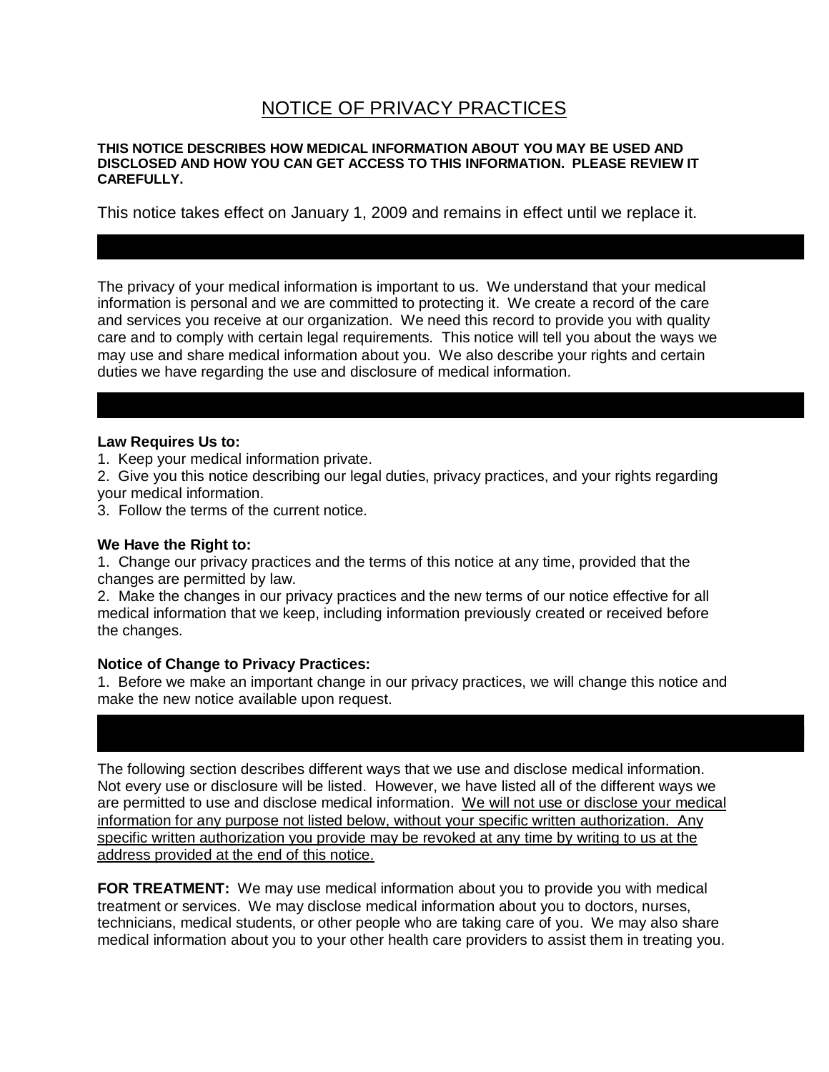# NOTICE OF PRIVACY PRACTICES

**THIS NOTICE DESCRIBES HOW MEDICAL INFORMATION ABOUT YOU MAY BE USED AND DISCLOSED AND HOW YOU CAN GET ACCESS TO THIS INFORMATION. PLEASE REVIEW IT CAREFULLY.**

This notice takes effect on January 1, 2009 and remains in effect until we replace it.

The privacy of your medical information is important to us. We understand that your medical information is personal and we are committed to protecting it. We create a record of the care and services you receive at our organization. We need this record to provide you with quality care and to comply with certain legal requirements. This notice will tell you about the ways we may use and share medical information about you. We also describe your rights and certain duties we have regarding the use and disclosure of medical information.

**Law Requires Us to:**

1. Keep your medical information private.
2. Give you this notice describing our legal duties, privacy practices, and your rights regarding your medical information.
3. Follow the terms of the current notice.

**We Have the Right to:**

1. Change our privacy practices and the terms of this notice at any time, provided that the changes are permitted by law.
2. Make the changes in our privacy practices and the new terms of our notice effective for all medical information that we keep, including information previously created or received before the changes.

**Notice of Change to Privacy Practices:**

1. Before we make an important change in our privacy practices, we will change this notice and make the new notice available upon request.

The following section describes different ways that we use and disclose medical information. Not every use or disclosure will be listed. However, we have listed all of the different ways we are permitted to use and disclose medical information. We will not use or disclose your medical information for any purpose not listed below, without your specific written authorization. Any specific written authorization you provide may be revoked at any time by writing to us at the address provided at the end of this notice.

**FOR TREATMENT:** We may use medical information about you to provide you with medical treatment or services. We may disclose medical information about you to doctors, nurses, technicians, medical students, or other people who are taking care of you. We may also share medical information about you to your other health care providers to assist them in treating you.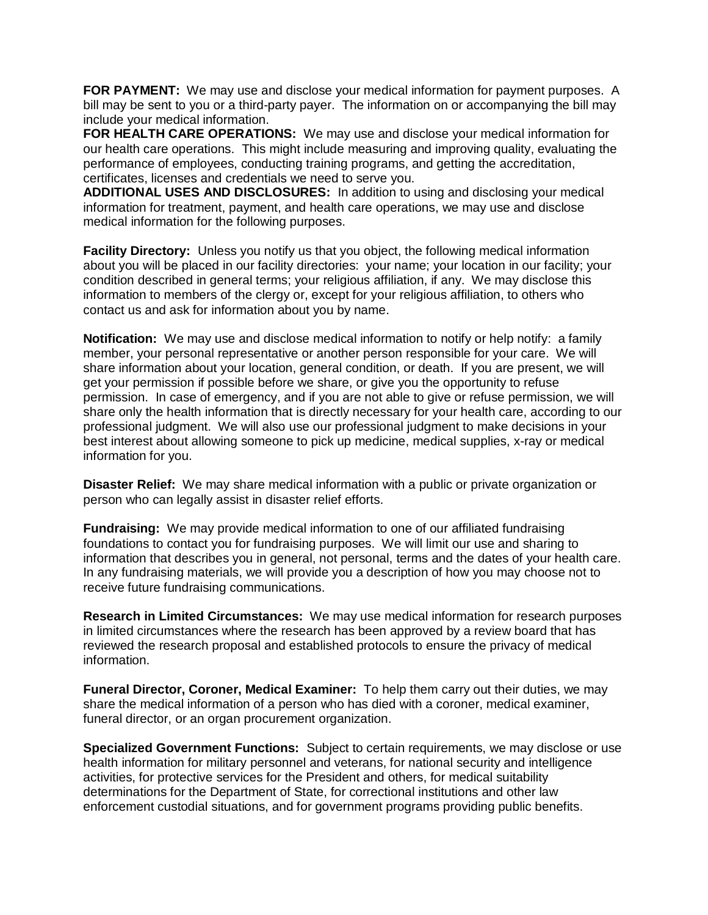**FOR PAYMENT:** We may use and disclose your medical information for payment purposes. A bill may be sent to you or a third-party payer. The information on or accompanying the bill may include your medical information.

**FOR HEALTH CARE OPERATIONS:** We may use and disclose your medical information for our health care operations. This might include measuring and improving quality, evaluating the performance of employees, conducting training programs, and getting the accreditation, certificates, licenses and credentials we need to serve you.

**ADDITIONAL USES AND DISCLOSURES:** In addition to using and disclosing your medical information for treatment, payment, and health care operations, we may use and disclose medical information for the following purposes.

**Facility Directory:** Unless you notify us that you object, the following medical information about you will be placed in our facility directories: your name; your location in our facility; your condition described in general terms; your religious affiliation, if any. We may disclose this information to members of the clergy or, except for your religious affiliation, to others who contact us and ask for information about you by name.

**Notification:** We may use and disclose medical information to notify or help notify: a family member, your personal representative or another person responsible for your care. We will share information about your location, general condition, or death. If you are present, we will get your permission if possible before we share, or give you the opportunity to refuse permission. In case of emergency, and if you are not able to give or refuse permission, we will share only the health information that is directly necessary for your health care, according to our professional judgment. We will also use our professional judgment to make decisions in your best interest about allowing someone to pick up medicine, medical supplies, x-ray or medical information for you.

**Disaster Relief:** We may share medical information with a public or private organization or person who can legally assist in disaster relief efforts.

**Fundraising:** We may provide medical information to one of our affiliated fundraising foundations to contact you for fundraising purposes. We will limit our use and sharing to information that describes you in general, not personal, terms and the dates of your health care. In any fundraising materials, we will provide you a description of how you may choose not to receive future fundraising communications.

**Research in Limited Circumstances:** We may use medical information for research purposes in limited circumstances where the research has been approved by a review board that has reviewed the research proposal and established protocols to ensure the privacy of medical information.

**Funeral Director, Coroner, Medical Examiner:** To help them carry out their duties, we may share the medical information of a person who has died with a coroner, medical examiner, funeral director, or an organ procurement organization.

**Specialized Government Functions:** Subject to certain requirements, we may disclose or use health information for military personnel and veterans, for national security and intelligence activities, for protective services for the President and others, for medical suitability determinations for the Department of State, for correctional institutions and other law enforcement custodial situations, and for government programs providing public benefits.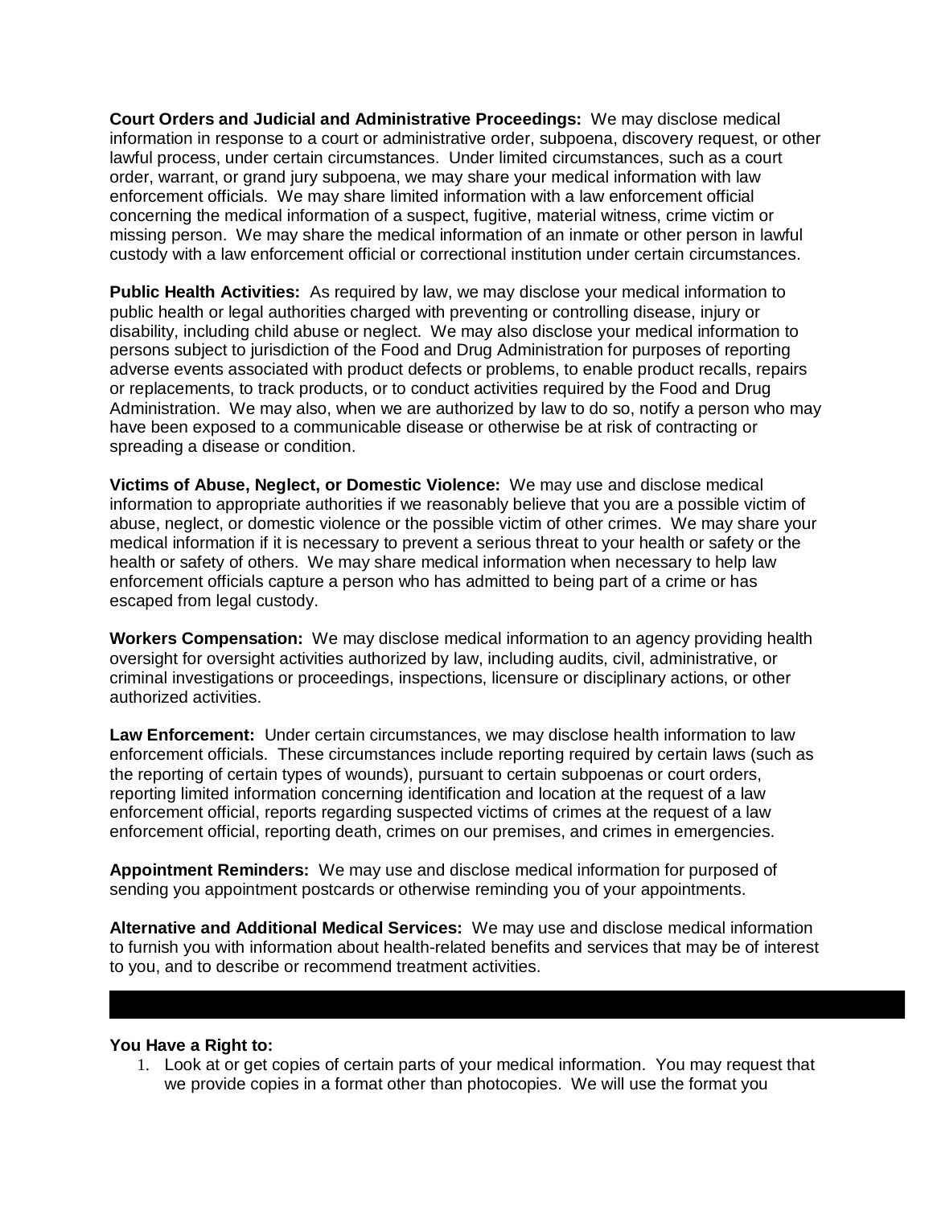**Court Orders and Judicial and Administrative Proceedings:** We may disclose medical information in response to a court or administrative order, subpoena, discovery request, or other lawful process, under certain circumstances. Under limited circumstances, such as a court order, warrant, or grand jury subpoena, we may share your medical information with law enforcement officials. We may share limited information with a law enforcement official concerning the medical information of a suspect, fugitive, material witness, crime victim or missing person. We may share the medical information of an inmate or other person in lawful custody with a law enforcement official or correctional institution under certain circumstances.

**Public Health Activities:** As required by law, we may disclose your medical information to public health or legal authorities charged with preventing or controlling disease, injury or disability, including child abuse or neglect. We may also disclose your medical information to persons subject to jurisdiction of the Food and Drug Administration for purposes of reporting adverse events associated with product defects or problems, to enable product recalls, repairs or replacements, to track products, or to conduct activities required by the Food and Drug Administration. We may also, when we are authorized by law to do so, notify a person who may have been exposed to a communicable disease or otherwise be at risk of contracting or spreading a disease or condition.

**Victims of Abuse, Neglect, or Domestic Violence:** We may use and disclose medical information to appropriate authorities if we reasonably believe that you are a possible victim of abuse, neglect, or domestic violence or the possible victim of other crimes. We may share your medical information if it is necessary to prevent a serious threat to your health or safety or the health or safety of others. We may share medical information when necessary to help law enforcement officials capture a person who has admitted to being part of a crime or has escaped from legal custody.

**Workers Compensation:** We may disclose medical information to an agency providing health oversight for oversight activities authorized by law, including audits, civil, administrative, or criminal investigations or proceedings, inspections, licensure or disciplinary actions, or other authorized activities.

**Law Enforcement:** Under certain circumstances, we may disclose health information to law enforcement officials. These circumstances include reporting required by certain laws (such as the reporting of certain types of wounds), pursuant to certain subpoenas or court orders, reporting limited information concerning identification and location at the request of a law enforcement official, reports regarding suspected victims of crimes at the request of a law enforcement official, reporting death, crimes on our premises, and crimes in emergencies.

**Appointment Reminders:** We may use and disclose medical information for purposed of sending you appointment postcards or otherwise reminding you of your appointments.

**Alternative and Additional Medical Services:** We may use and disclose medical information to furnish you with information about health-related benefits and services that may be of interest to you, and to describe or recommend treatment activities.

**You Have a Right to:**

1. Look at or get copies of certain parts of your medical information. You may request that we provide copies in a format other than photocopies. We will use the format you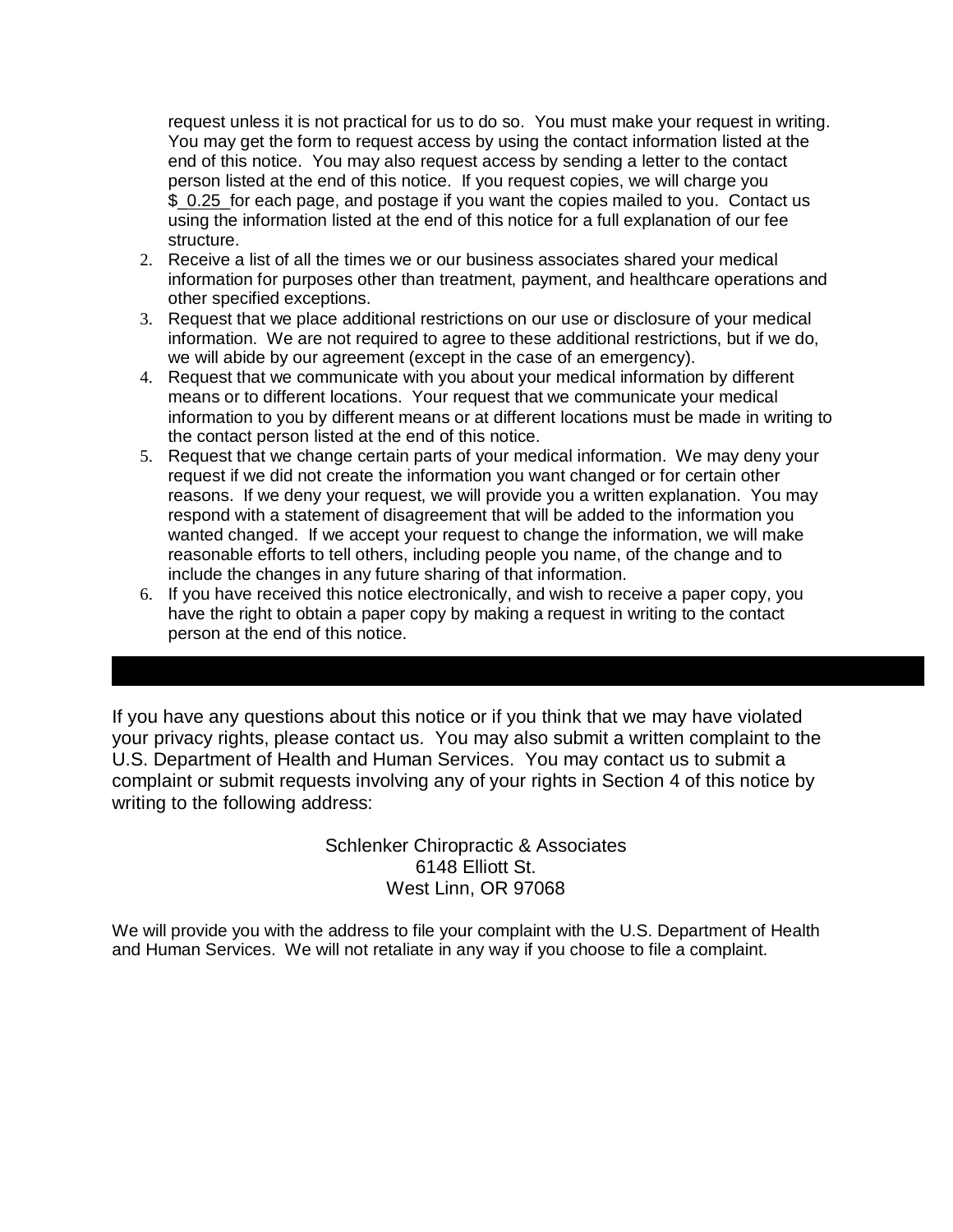request unless it is not practical for us to do so. You must make your request in writing. You may get the form to request access by using the contact information listed at the end of this notice. You may also request access by sending a letter to the contact person listed at the end of this notice. If you request copies, we will charge you $ 0.25 for each page, and postage if you want the copies mailed to you. Contact us using the information listed at the end of this notice for a full explanation of our fee structure.

2. Receive a list of all the times we or our business associates shared your medical information for purposes other than treatment, payment, and healthcare operations and other specified exceptions.
3. Request that we place additional restrictions on our use or disclosure of your medical information. We are not required to agree to these additional restrictions, but if we do, we will abide by our agreement (except in the case of an emergency).
4. Request that we communicate with you about your medical information by different means or to different locations. Your request that we communicate your medical information to you by different means or at different locations must be made in writing to the contact person listed at the end of this notice.
5. Request that we change certain parts of your medical information. We may deny your request if we did not create the information you want changed or for certain other reasons. If we deny your request, we will provide you a written explanation. You may respond with a statement of disagreement that will be added to the information you wanted changed. If we accept your request to change the information, we will make reasonable efforts to tell others, including people you name, of the change and to include the changes in any future sharing of that information.
6. If you have received this notice electronically, and wish to receive a paper copy, you have the right to obtain a paper copy by making a request in writing to the contact person at the end of this notice.

---

If you have any questions about this notice or if you think that we may have violated your privacy rights, please contact us. You may also submit a written complaint to the U.S. Department of Health and Human Services. You may contact us to submit a complaint or submit requests involving any of your rights in Section 4 of this notice by writing to the following address:

Schlenker Chiropractic & Associates
6148 Elliott St.
West Linn, OR 97068

We will provide you with the address to file your complaint with the U.S. Department of Health and Human Services. We will not retaliate in any way if you choose to file a complaint.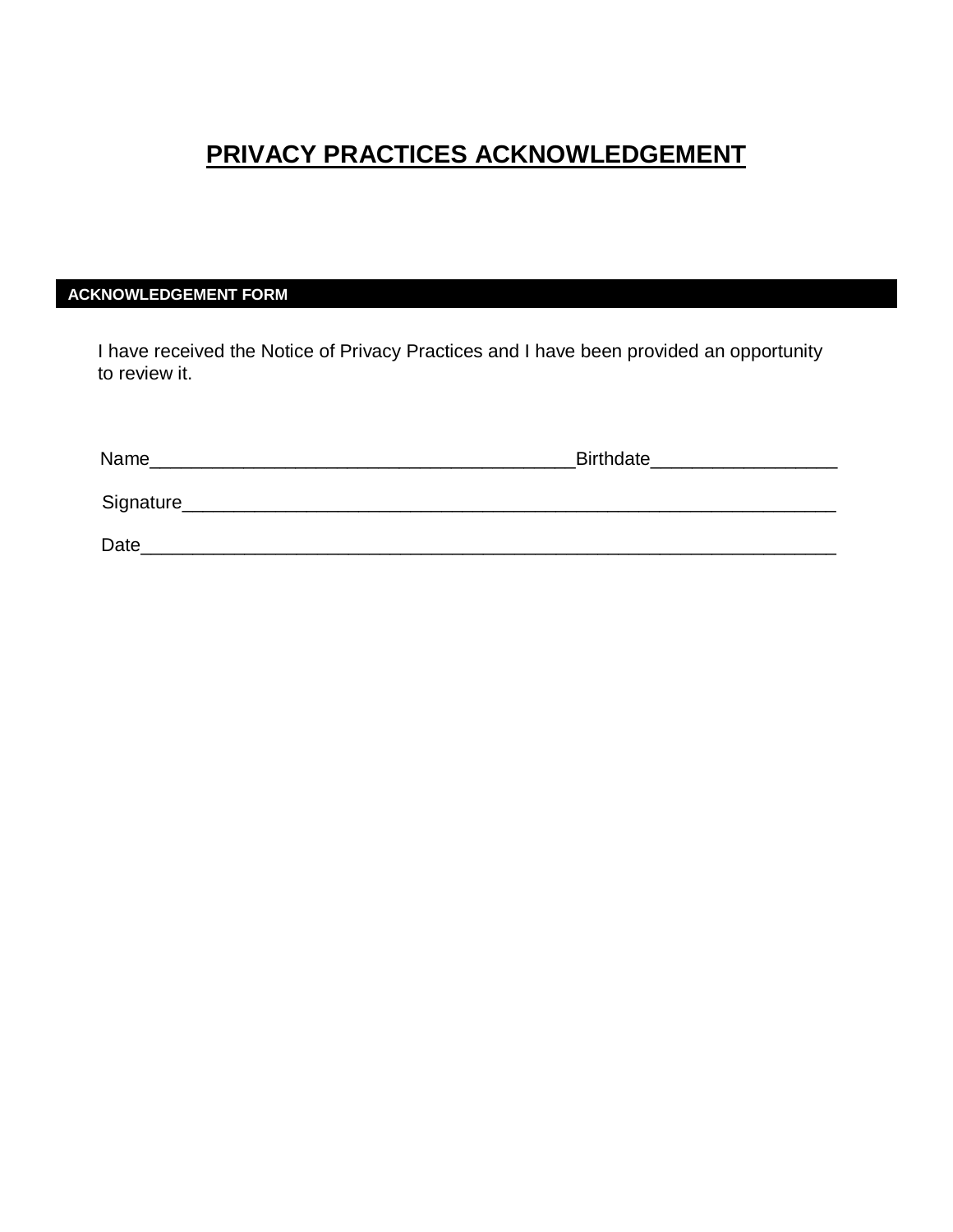# PRIVACY PRACTICES ACKNOWLEDGEMENT

## ACKNOWLEDGEMENT FORM

I have received the Notice of Privacy Practices and I have been provided an opportunity to review it.

Name_________________________________________Birthdate__________________

Signature_______________________________________________________________

Date__________________________________________________________________